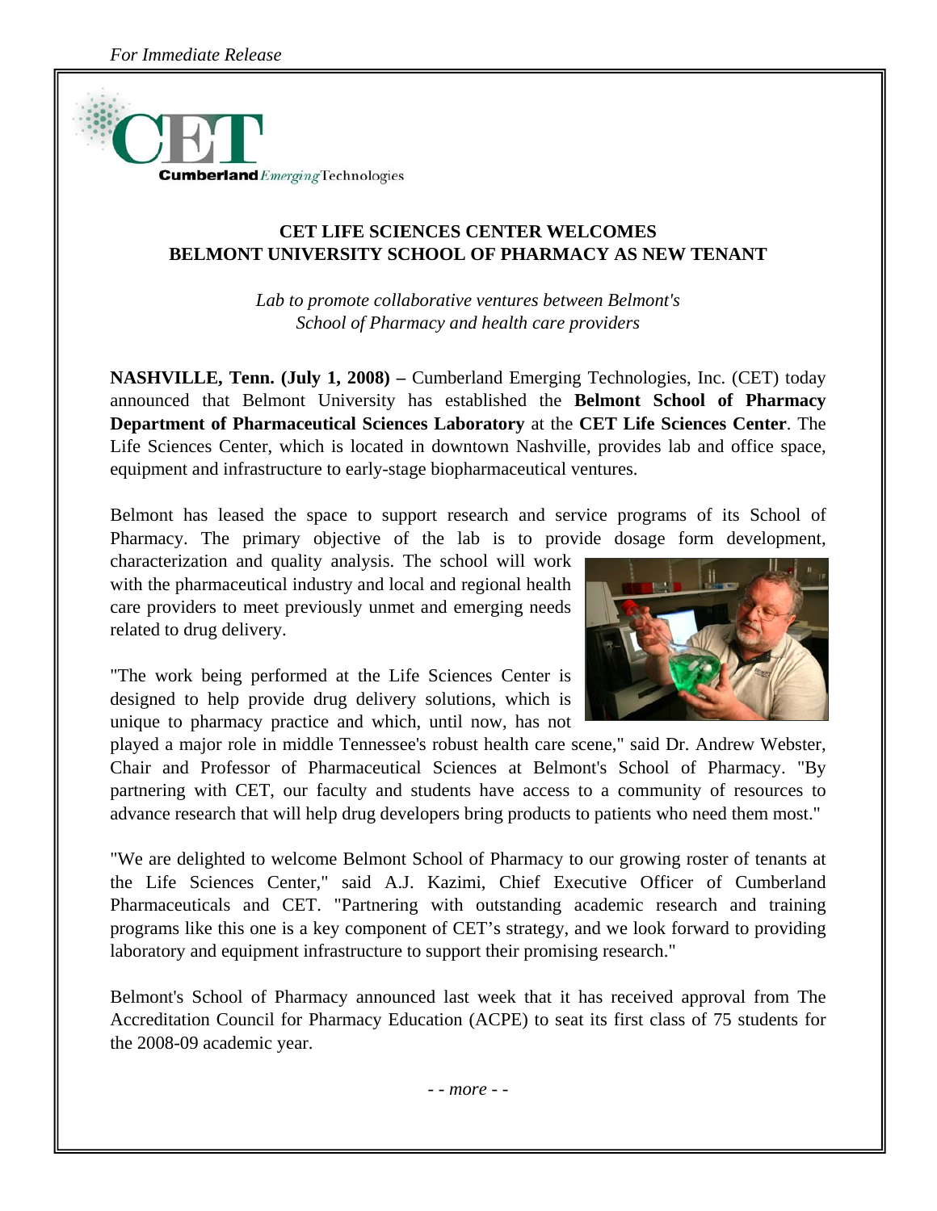*For Immediate Release*

Cumberland *Emerging* Technologies

# CET LIFE SCIENCES CENTER WELCOMES BELMONT UNIVERSITY SCHOOL OF PHARMACY AS NEW TENANT

*Lab to promote collaborative ventures between Belmont's School of Pharmacy and health care providers*

**NASHVILLE, Tenn. (July 1, 2008) –** Cumberland Emerging Technologies, Inc. (CET) today announced that Belmont University has established the **Belmont School of Pharmacy Department of Pharmaceutical Sciences Laboratory** at the **CET Life Sciences Center**. The Life Sciences Center, which is located in downtown Nashville, provides lab and office space, equipment and infrastructure to early-stage biopharmaceutical ventures.

Belmont has leased the space to support research and service programs of its School of Pharmacy. The primary objective of the lab is to provide dosage form development, characterization and quality analysis. The school will work with the pharmaceutical industry and local and regional health care providers to meet previously unmet and emerging needs related to drug delivery.

"The work being performed at the Life Sciences Center is designed to help provide drug delivery solutions, which is unique to pharmacy practice and which, until now, has not played a major role in middle Tennessee's robust health care scene," said Dr. Andrew Webster, Chair and Professor of Pharmaceutical Sciences at Belmont's School of Pharmacy. "By partnering with CET, our faculty and students have access to a community of resources to advance research that will help drug developers bring products to patients who need them most."

"We are delighted to welcome Belmont School of Pharmacy to our growing roster of tenants at the Life Sciences Center," said A.J. Kazimi, Chief Executive Officer of Cumberland Pharmaceuticals and CET. "Partnering with outstanding academic research and training programs like this one is a key component of CET's strategy, and we look forward to providing laboratory and equipment infrastructure to support their promising research."

Belmont's School of Pharmacy announced last week that it has received approval from The Accreditation Council for Pharmacy Education (ACPE) to seat its first class of 75 students for the 2008-09 academic year.

*- - more - -*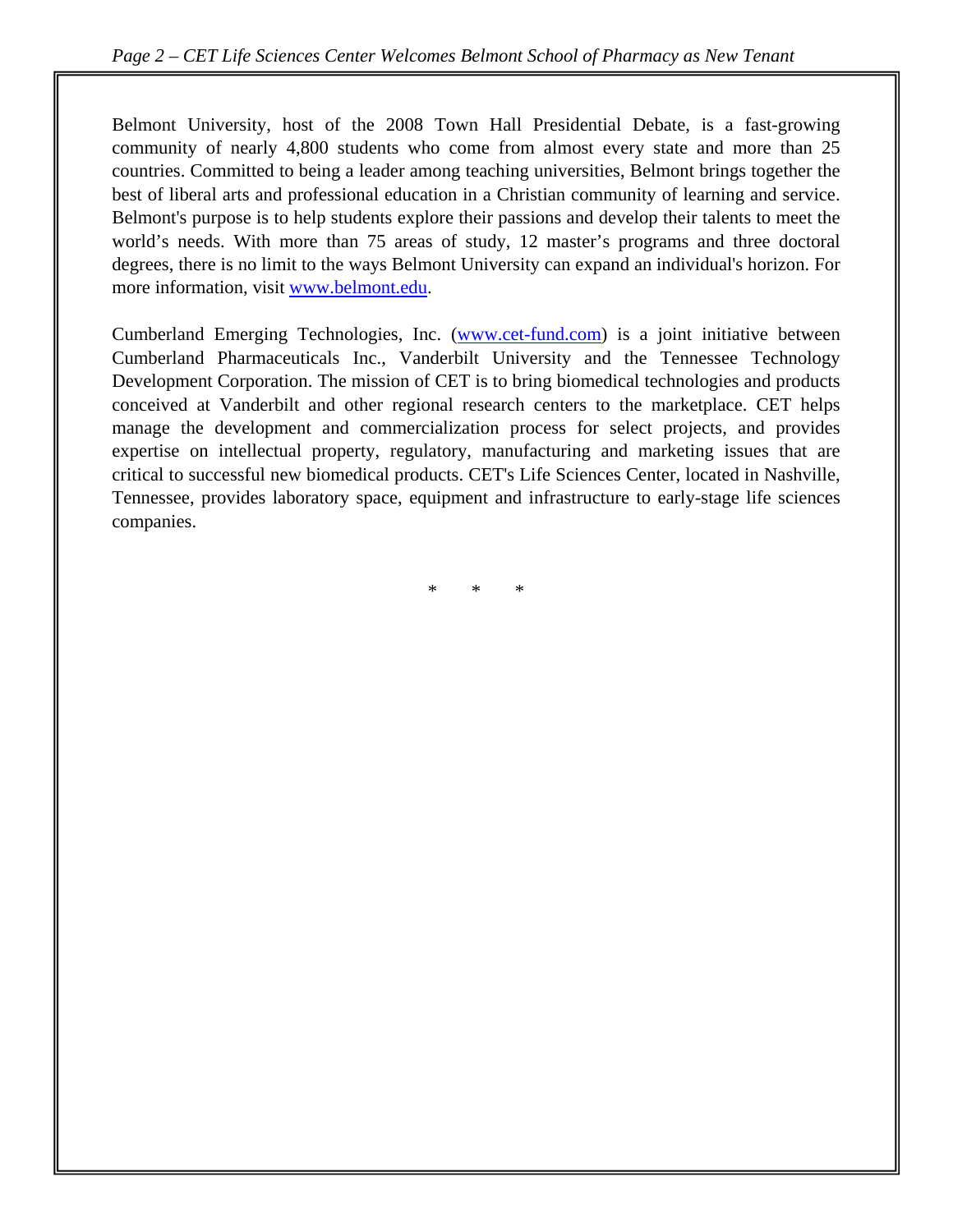Belmont University, host of the 2008 Town Hall Presidential Debate, is a fast-growing community of nearly 4,800 students who come from almost every state and more than 25 countries. Committed to being a leader among teaching universities, Belmont brings together the best of liberal arts and professional education in a Christian community of learning and service. Belmont's purpose is to help students explore their passions and develop their talents to meet the world's needs. With more than 75 areas of study, 12 master's programs and three doctoral degrees, there is no limit to the ways Belmont University can expand an individual's horizon. For more information, visit [www.belmont.edu](http://www.belmont.edu).

Cumberland Emerging Technologies, Inc. ([www.cet-fund.com](http://www.cet-fund.com)) is a joint initiative between Cumberland Pharmaceuticals Inc., Vanderbilt University and the Tennessee Technology Development Corporation. The mission of CET is to bring biomedical technologies and products conceived at Vanderbilt and other regional research centers to the marketplace. CET helps manage the development and commercialization process for select projects, and provides expertise on intellectual property, regulatory, manufacturing and marketing issues that are critical to successful new biomedical products. CET's Life Sciences Center, located in Nashville, Tennessee, provides laboratory space, equipment and infrastructure to early-stage life sciences companies.

\*   \*   \*